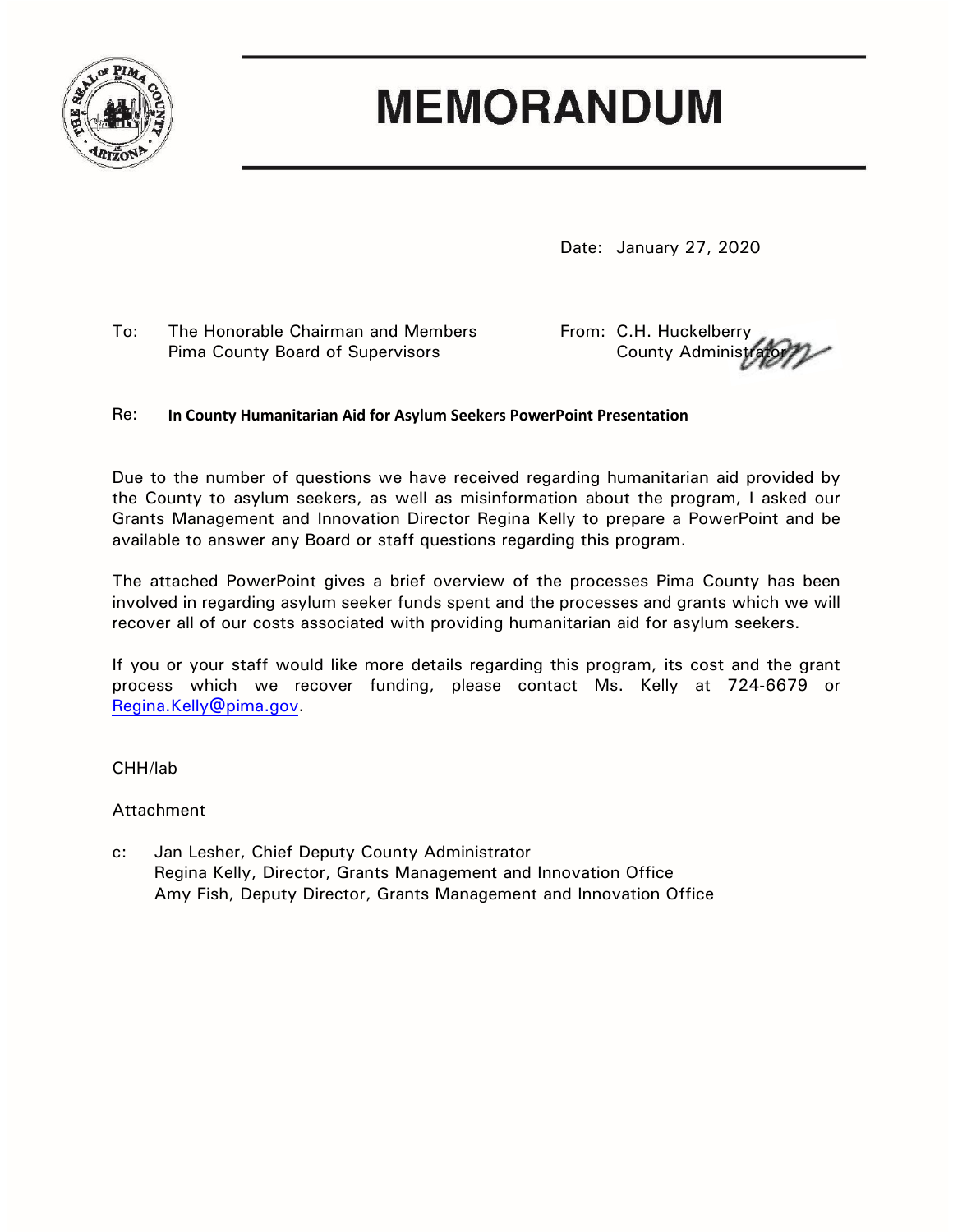# MEMORANDUM

Date: January 27, 2020

To: The Honorable Chairman and Members
Pima County Board of Supervisors

From: C.H. Huckelberry
County Administrator

Re: **In County Humanitarian Aid for Asylum Seekers PowerPoint Presentation**

Due to the number of questions we have received regarding humanitarian aid provided by the County to asylum seekers, as well as misinformation about the program, I asked our Grants Management and Innovation Director Regina Kelly to prepare a PowerPoint and be available to answer any Board or staff questions regarding this program.

The attached PowerPoint gives a brief overview of the processes Pima County has been involved in regarding asylum seeker funds spent and the processes and grants which we will recover all of our costs associated with providing humanitarian aid for asylum seekers.

If you or your staff would like more details regarding this program, its cost and the grant process which we recover funding, please contact Ms. Kelly at 724-6679 or Regina.Kelly@pima.gov.

CHH/lab

Attachment

c: Jan Lesher, Chief Deputy County Administrator
Regina Kelly, Director, Grants Management and Innovation Office
Amy Fish, Deputy Director, Grants Management and Innovation Office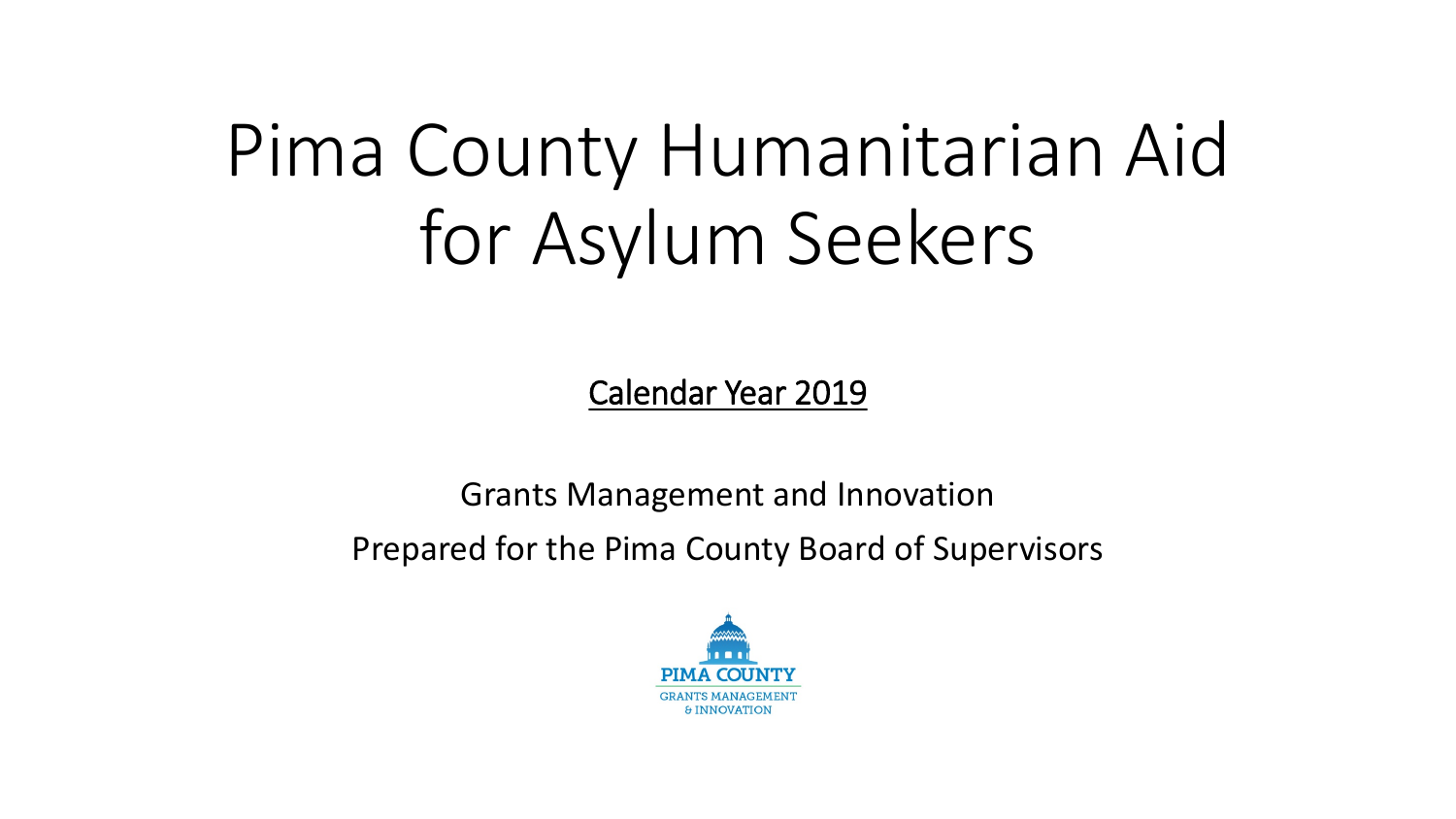# Pima County Humanitarian Aid for Asylum Seekers

<u>Calendar Year 2019</u>

Grants Management and Innovation

Prepared for the Pima County Board of Supervisors

PIMA COUNTY
GRANTS MANAGEMENT
& INNOVATION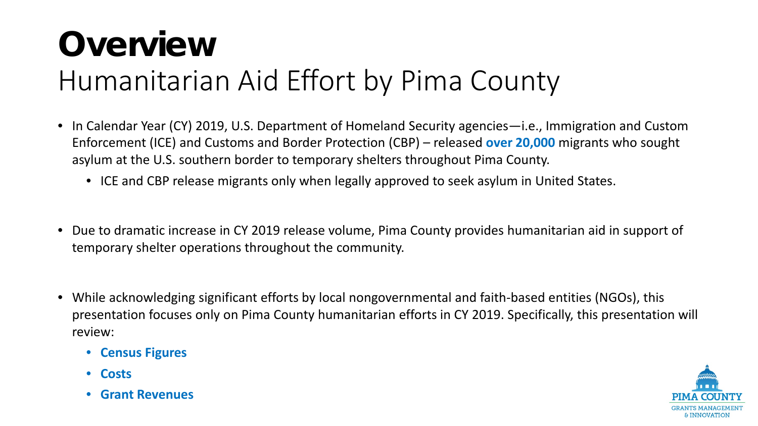# Overview

## Humanitarian Aid Effort by Pima County

- In Calendar Year (CY) 2019, U.S. Department of Homeland Security agencies—i.e., Immigration and Custom Enforcement (ICE) and Customs and Border Protection (CBP) – released **over 20,000** migrants who sought asylum at the U.S. southern border to temporary shelters throughout Pima County.
  - ICE and CBP release migrants only when legally approved to seek asylum in United States.

- Due to dramatic increase in CY 2019 release volume, Pima County provides humanitarian aid in support of temporary shelter operations throughout the community.

- While acknowledging significant efforts by local nongovernmental and faith-based entities (NGOs), this presentation focuses only on Pima County humanitarian efforts in CY 2019. Specifically, this presentation will review:
  - **Census Figures**
  - **Costs**
  - **Grant Revenues**

PIMA COUNTY
GRANTS MANAGEMENT & INNOVATION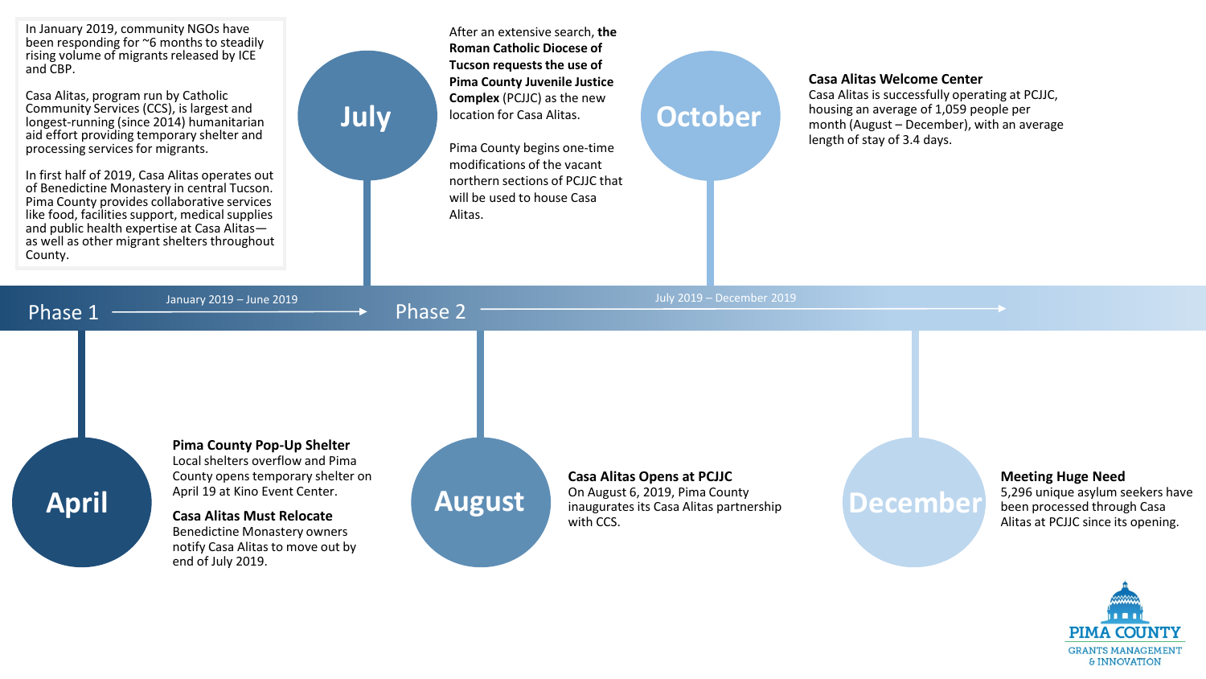In January 2019, community NGOs have been responding for ~6 months to steadily rising volume of migrants released by ICE and CBP.

Casa Alitas, program run by Catholic Community Services (CCS), is largest and longest-running (since 2014) humanitarian aid effort providing temporary shelter and processing services for migrants.

In first half of 2019, Casa Alitas operates out of Benedictine Monastery in central Tucson. Pima County provides collaborative services like food, facilities support, medical supplies and public health expertise at Casa Alitas—as well as other migrant shelters throughout County.

## Phase 1

January 2019 – June 2019

### April

**Pima County Pop-Up Shelter**
Local shelters overflow and Pima County opens temporary shelter on April 19 at Kino Event Center.

**Casa Alitas Must Relocate**
Benedictine Monastery owners notify Casa Alitas to move out by end of July 2019.

### July

After an extensive search, **the Roman Catholic Diocese of Tucson requests the use of Pima County Juvenile Justice Complex** (PCJJC) as the new location for Casa Alitas.

Pima County begins one-time modifications of the vacant northern sections of PCJJC that will be used to house Casa Alitas.

## Phase 2

July 2019 – December 2019

### August

**Casa Alitas Opens at PCJJC**
On August 6, 2019, Pima County inaugurates its Casa Alitas partnership with CCS.

### October

**Casa Alitas Welcome Center**
Casa Alitas is successfully operating at PCJJC, housing an average of 1,059 people per month (August – December), with an average length of stay of 3.4 days.

### December

**Meeting Huge Need**
5,296 unique asylum seekers have been processed through Casa Alitas at PCJJC since its opening.

PIMA COUNTY
GRANTS MANAGEMENT & INNOVATION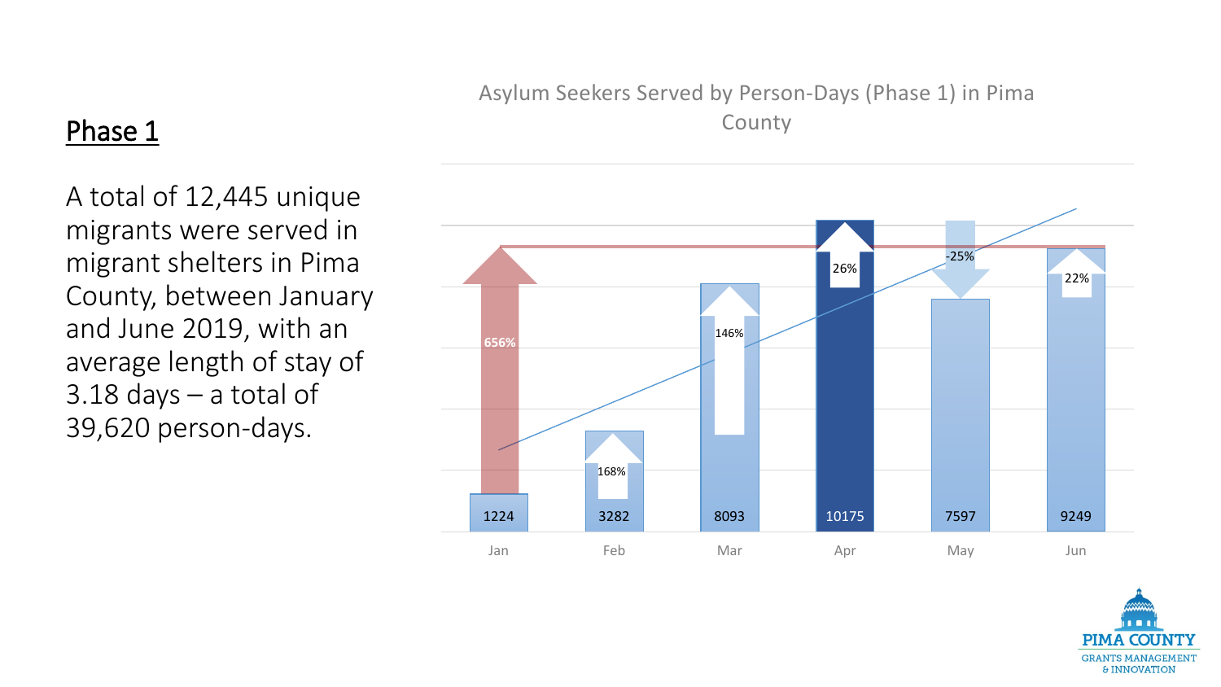## Phase 1

A total of 12,445 unique migrants were served in migrant shelters in Pima County, between January and June 2019, with an average length of stay of 3.18 days – a total of 39,620 person-days.

**Asylum Seekers Served by Person-Days (Phase 1) in Pima County**

| Month | Person-Days | Change |
|---|---|---|
| Jan | 1224 | |
| Feb | 3282 | 168% |
| Mar | 8093 | 146% |
| Apr | 10175 | 26% |
| May | 7597 | -25% |
| Jun | 9249 | 22% |

Jan to Jun: 656%

PIMA COUNTY
GRANTS MANAGEMENT & INNOVATION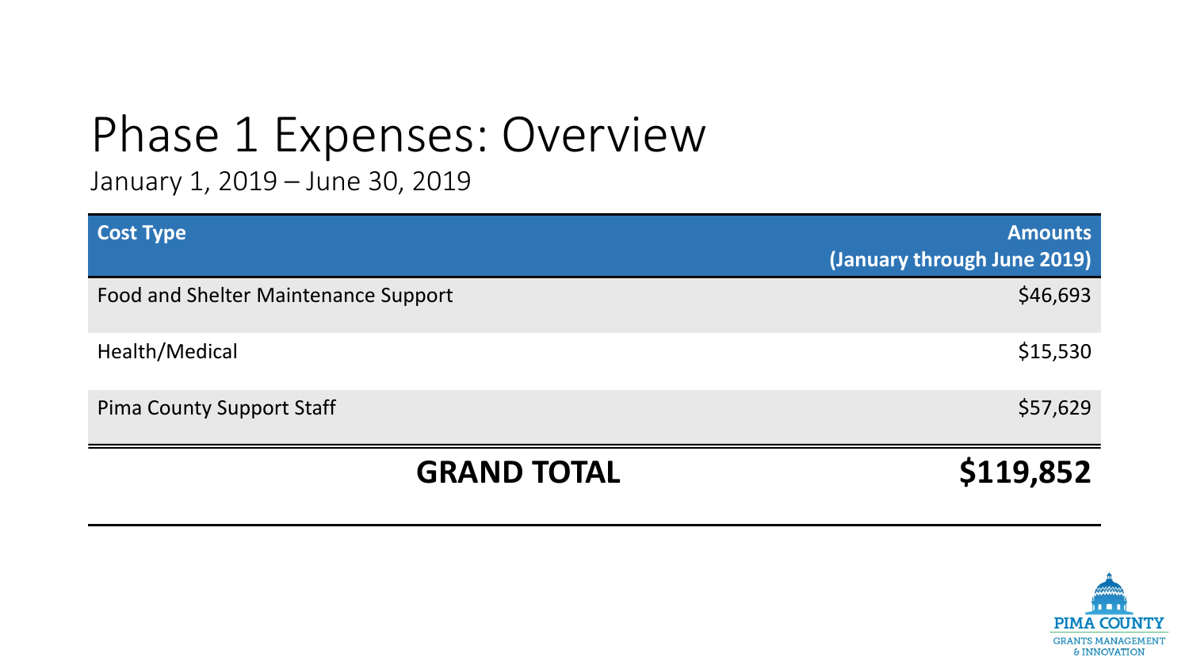# Phase 1 Expenses: Overview

January 1, 2019 – June 30, 2019

| Cost Type | Amounts (January through June 2019) |
| --- | --- |
| Food and Shelter Maintenance Support | $46,693 |
| Health/Medical | $15,530 |
| Pima County Support Staff | $57,629 |
| **GRAND TOTAL** | **$119,852** |

PIMA COUNTY
GRANTS MANAGEMENT & INNOVATION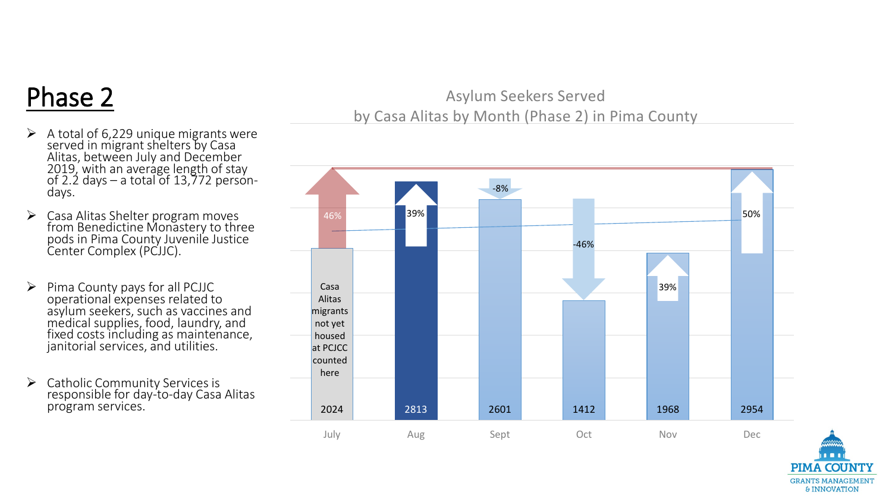# Phase 2

- A total of 6,229 unique migrants were served in migrant shelters by Casa Alitas, between July and December 2019, with an average length of stay of 2.2 days – a total of 13,772 person-days.
- Casa Alitas Shelter program moves from Benedictine Monastery to three pods in Pima County Juvenile Justice Center Complex (PCJJC).
- Pima County pays for all PCJJC operational expenses related to asylum seekers, such as vaccines and medical supplies, food, laundry, and fixed costs including as maintenance, janitorial services, and utilities.
- Catholic Community Services is responsible for day-to-day Casa Alitas program services.

**Asylum Seekers Served by Casa Alitas by Month (Phase 2) in Pima County**

| Month | Asylum Seekers Served | Change |
|---|---|---|
| July | 2024 | 46% |
| Aug | 2813 | 39% |
| Sept | 2601 | -8% |
| Oct | 1412 | -46% |
| Nov | 1968 | 39% |
| Dec | 2954 | 50% |

July: Casa Alitas migrants not yet housed at PCJCC counted here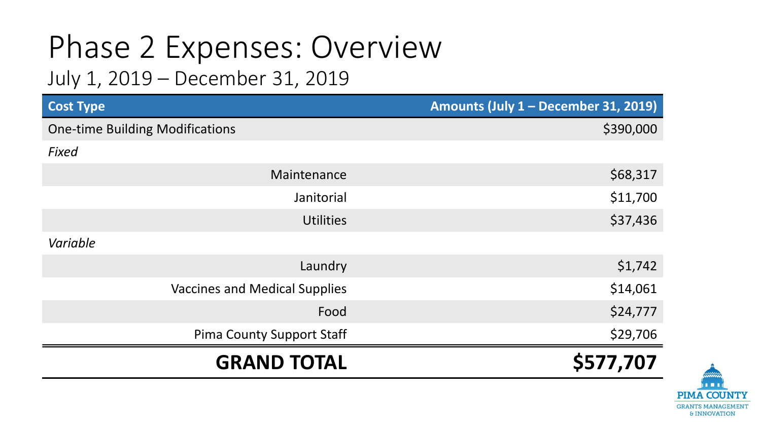# Phase 2 Expenses: Overview

## July 1, 2019 – December 31, 2019

| Cost Type | Amounts (July 1 – December 31, 2019) |
|---|---|
| One-time Building Modifications | $390,000 |
| *Fixed* | |
| Maintenance | $68,317 |
| Janitorial | $11,700 |
| Utilities | $37,436 |
| *Variable* | |
| Laundry | $1,742 |
| Vaccines and Medical Supplies | $14,061 |
| Food | $24,777 |
| Pima County Support Staff | $29,706 |
| **GRAND TOTAL** | **$577,707** |

PIMA COUNTY
GRANTS MANAGEMENT & INNOVATION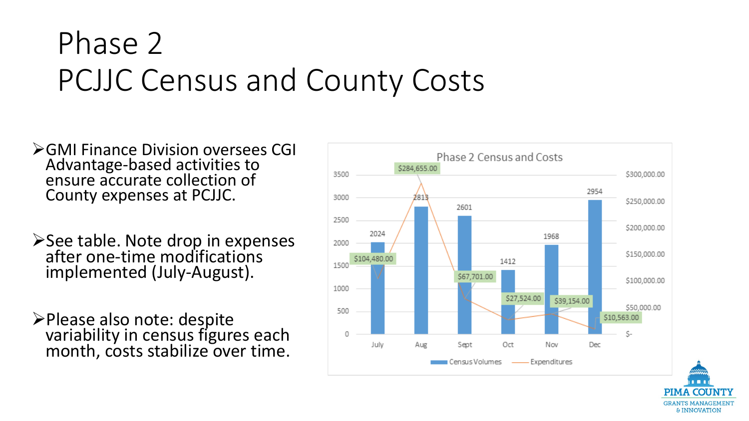# Phase 2
# PCJJC Census and County Costs

- GMI Finance Division oversees CGI Advantage-based activities to ensure accurate collection of County expenses at PCJJC.
- See table. Note drop in expenses after one-time modifications implemented (July-August).
- Please also note: despite variability in census figures each month, costs stabilize over time.

**Phase 2 Census and Costs**

| Month | Census Volumes | Expenditures |
|---|---|---|
| July | 2024 | $104,480.00 |
| Aug | 2813 | $284,655.00 |
| Sept | 2601 | $67,701.00 |
| Oct | 1412 | $27,524.00 |
| Nov | 1968 | $39,154.00 |
| Dec | 2954 | $10,563.00 |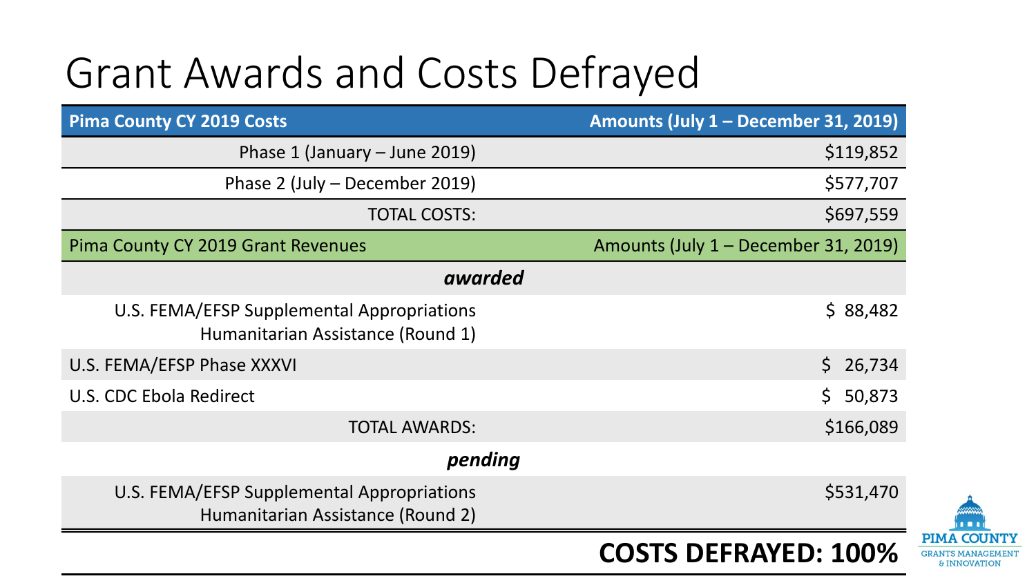# Grant Awards and Costs Defrayed

| Pima County CY 2019 Costs | Amounts (July 1 – December 31, 2019) |
| --- | --- |
| Phase 1 (January – June 2019) | $119,852 |
| Phase 2 (July – December 2019) | $577,707 |
| TOTAL COSTS: | $697,559 |
| **Pima County CY 2019 Grant Revenues** | **Amounts (July 1 – December 31, 2019)** |
| ***awarded*** | |
| U.S. FEMA/EFSP Supplemental Appropriations Humanitarian Assistance (Round 1) | $ 88,482 |
| U.S. FEMA/EFSP Phase XXXVI | $ 26,734 |
| U.S. CDC Ebola Redirect | $ 50,873 |
| TOTAL AWARDS: | $166,089 |
| ***pending*** | |
| U.S. FEMA/EFSP Supplemental Appropriations Humanitarian Assistance (Round 2) | $531,470 |
| | **COSTS DEFRAYED: 100%** |

PIMA COUNTY GRANTS MANAGEMENT & INNOVATION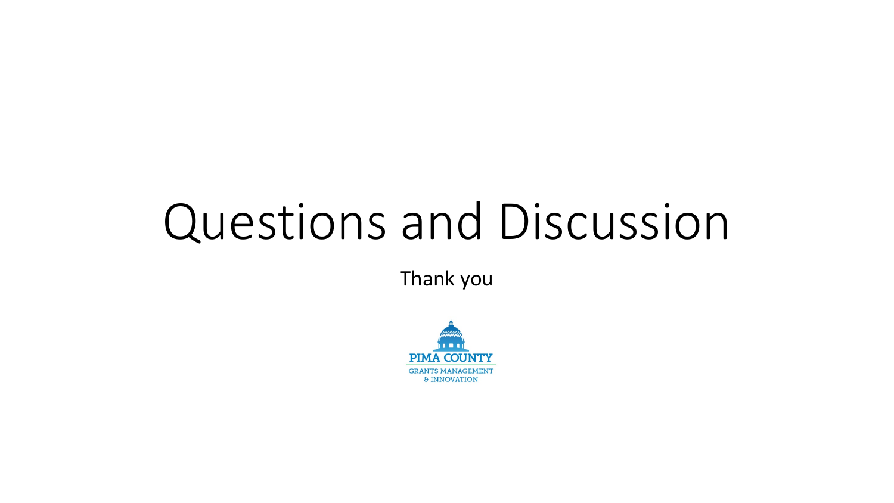# Questions and Discussion

Thank you

PIMA COUNTY

GRANTS MANAGEMENT & INNOVATION